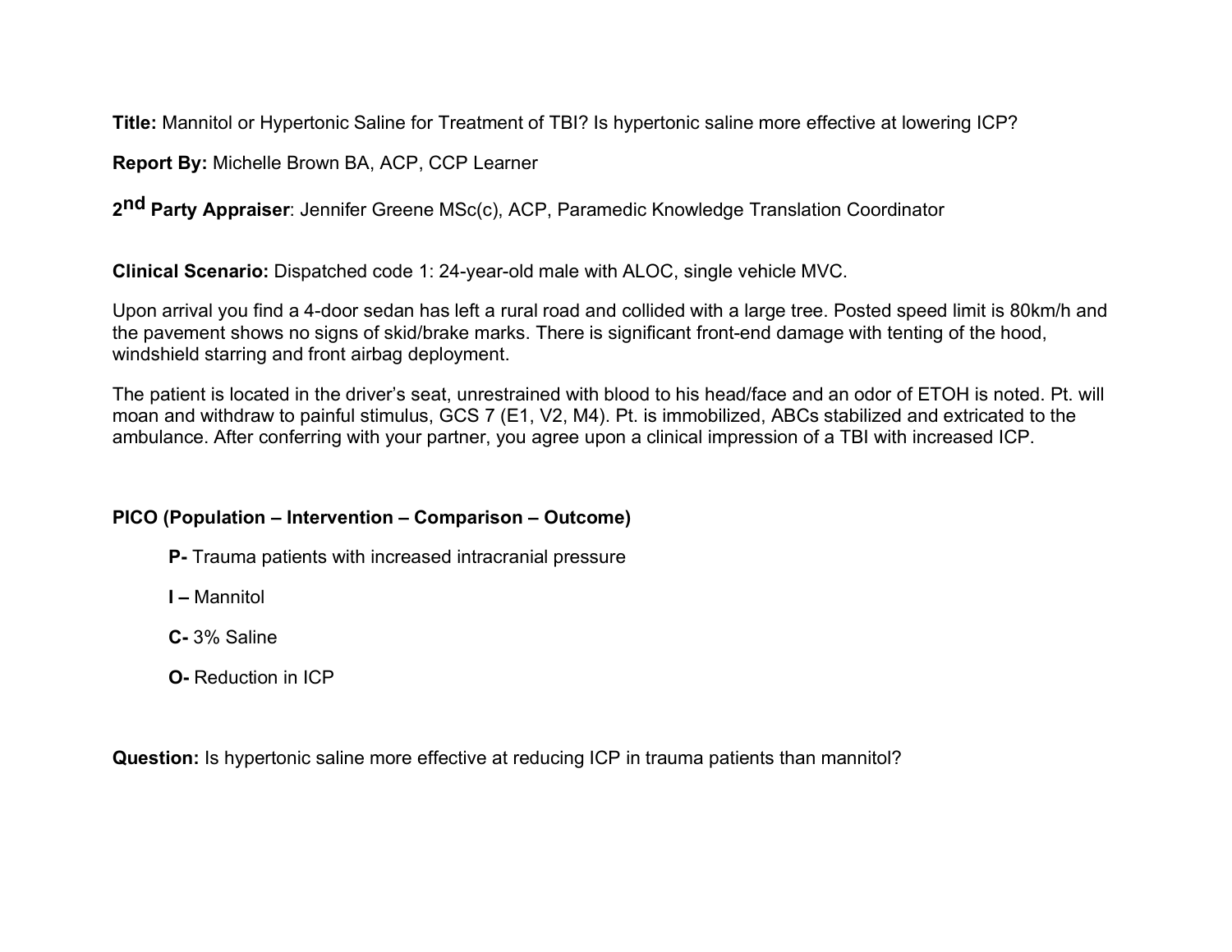**Title:** Mannitol or Hypertonic Saline for Treatment of TBI? Is hypertonic saline more effective at lowering ICP?

**Report By:** Michelle Brown BA, ACP, CCP Learner

**2nd Party Appraiser**: Jennifer Greene MSc(c), ACP, Paramedic Knowledge Translation Coordinator

**Clinical Scenario:** Dispatched code 1: 24-year-old male with ALOC, single vehicle MVC.

Upon arrival you find a 4-door sedan has left a rural road and collided with a large tree. Posted speed limit is 80km/h and the pavement shows no signs of skid/brake marks. There is significant front-end damage with tenting of the hood, windshield starring and front airbag deployment.

The patient is located in the driver's seat, unrestrained with blood to his head/face and an odor of ETOH is noted. Pt. will moan and withdraw to painful stimulus, GCS 7 (E1, V2, M4). Pt. is immobilized, ABCs stabilized and extricated to the ambulance. After conferring with your partner, you agree upon a clinical impression of a TBI with increased ICP.

**PICO (Population – Intervention – Comparison – Outcome)**

- **P-** Trauma patients with increased intracranial pressure
- **I –** Mannitol
- **C-** 3% Saline
- **O-** Reduction in ICP

**Question:** Is hypertonic saline more effective at reducing ICP in trauma patients than mannitol?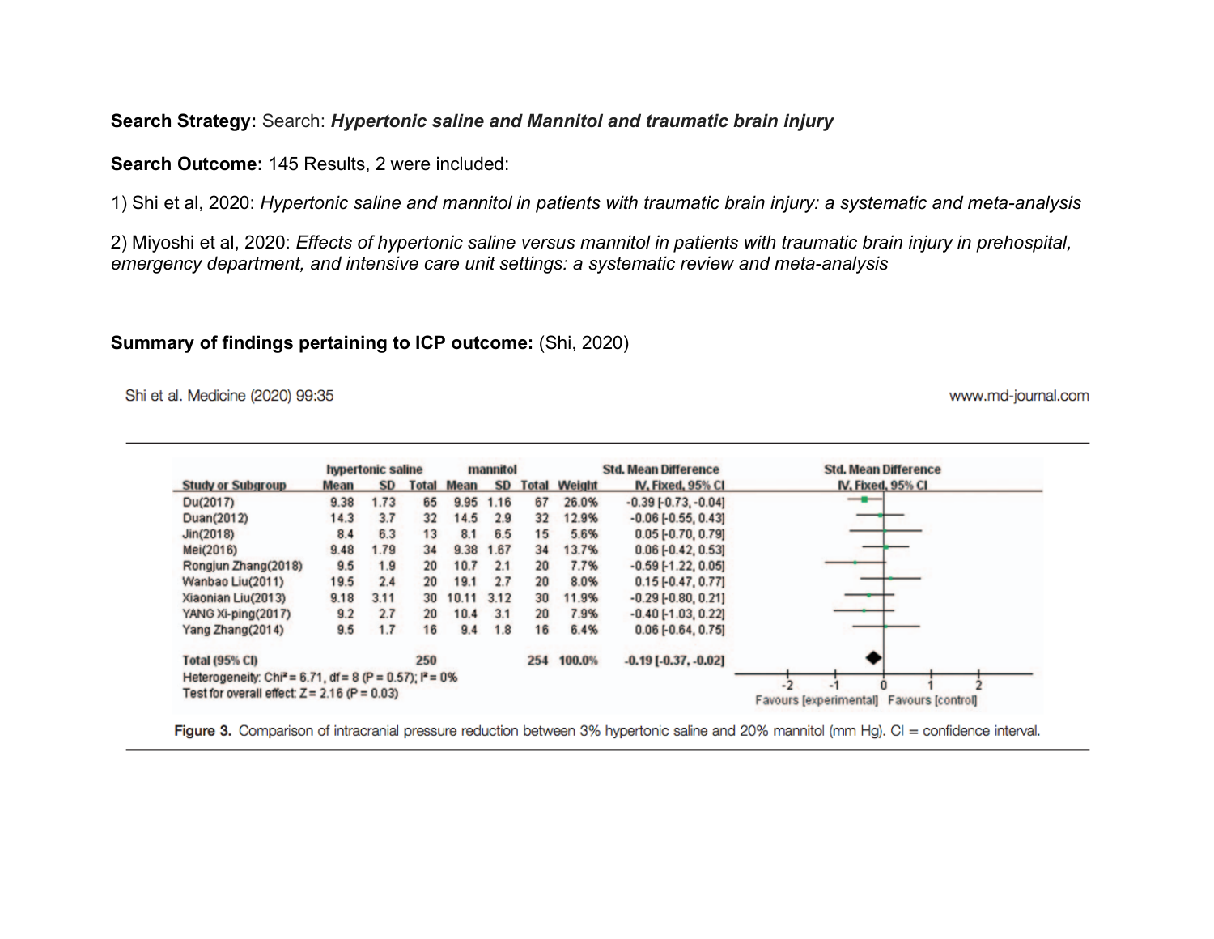**Search Strategy:** Search: ***Hypertonic saline and Mannitol and traumatic brain injury***

**Search Outcome:** 145 Results, 2 were included:

1) Shi et al, 2020: *Hypertonic saline and mannitol in patients with traumatic brain injury: a systematic and meta-analysis*

2) Miyoshi et al, 2020: *Effects of hypertonic saline versus mannitol in patients with traumatic brain injury in prehospital, emergency department, and intensive care unit settings: a systematic review and meta-analysis*

**Summary of findings pertaining to ICP outcome:** (Shi, 2020)

Shi et al. Medicine (2020) 99:35 www.md-journal.com

| Study or Subgroup | hypertonic saline Mean | SD | Total | mannitol Mean | SD | Total | Weight | Std. Mean Difference IV, Fixed, 95% CI |
|---|---|---|---|---|---|---|---|---|
| Du(2017) | 9.38 | 1.73 | 65 | 9.95 | 1.16 | 67 | 26.0% | -0.39 [-0.73, -0.04] |
| Duan(2012) | 14.3 | 3.7 | 32 | 14.5 | 2.9 | 32 | 12.9% | -0.06 [-0.55, 0.43] |
| Jin(2018) | 8.4 | 6.3 | 13 | 8.1 | 6.5 | 15 | 5.6% | 0.05 [-0.70, 0.79] |
| Mei(2016) | 9.48 | 1.79 | 34 | 9.38 | 1.67 | 34 | 13.7% | 0.06 [-0.42, 0.53] |
| Rongjun Zhang(2018) | 9.5 | 1.9 | 20 | 10.7 | 2.1 | 20 | 7.7% | -0.59 [-1.22, 0.05] |
| Wanbao Liu(2011) | 19.5 | 2.4 | 20 | 19.1 | 2.7 | 20 | 8.0% | 0.15 [-0.47, 0.77] |
| Xiaonian Liu(2013) | 9.18 | 3.11 | 30 | 10.11 | 3.12 | 30 | 11.9% | -0.29 [-0.80, 0.21] |
| YANG Xi-ping(2017) | 9.2 | 2.7 | 20 | 10.4 | 3.1 | 20 | 7.9% | -0.40 [-1.03, 0.22] |
| Yang Zhang(2014) | 9.5 | 1.7 | 16 | 9.4 | 1.8 | 16 | 6.4% | 0.06 [-0.64, 0.75] |
| **Total (95% CI)** | | | **250** | | | **254** | **100.0%** | **-0.19 [-0.37, -0.02]** |

Heterogeneity: $Chi^2 = 6.71$, $df = 8$ ($P = 0.57$); $I^2 = 0\%$
Test for overall effect: $Z = 2.16$ ($P = 0.03$)

Favours [experimental] Favours [control]

**Figure 3.** Comparison of intracranial pressure reduction between 3% hypertonic saline and 20% mannitol (mm Hg). CI = confidence interval.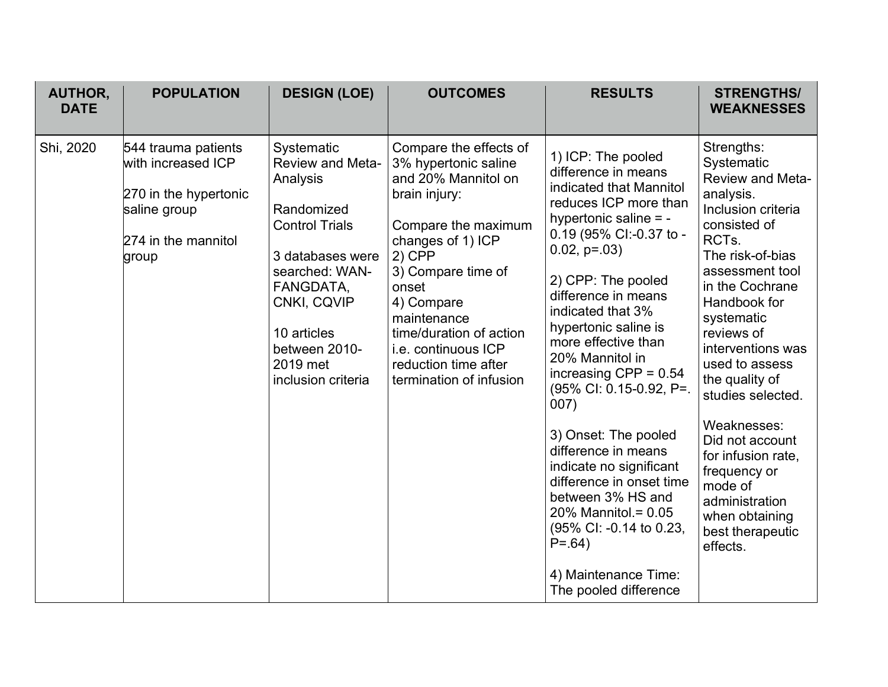| AUTHOR, DATE | POPULATION | DESIGN (LOE) | OUTCOMES | RESULTS | STRENGTHS/ WEAKNESSES |
|---|---|---|---|---|---|
| Shi, 2020 | 544 trauma patients with increased ICP<br><br>270 in the hypertonic saline group<br><br>274 in the mannitol group | Systematic Review and Meta-Analysis<br><br>Randomized Control Trials<br><br>3 databases were searched: WAN-FANGDATA, CNKI, CQVIP<br><br>10 articles between 2010-2019 met inclusion criteria | Compare the effects of 3% hypertonic saline and 20% Mannitol on brain injury:<br><br>Compare the maximum changes of 1) ICP<br>2) CPP<br>3) Compare time of onset<br>4) Compare maintenance time/duration of action i.e. continuous ICP reduction time after termination of infusion | 1) ICP: The pooled difference in means indicated that Mannitol reduces ICP more than hypertonic saline = -0.19 (95% CI:-0.37 to -0.02, p=.03)<br><br>2) CPP: The pooled difference in means indicated that 3% hypertonic saline is more effective than 20% Mannitol in increasing CPP = 0.54 (95% CI: 0.15-0.92, P=. 007)<br><br>3) Onset: The pooled difference in means indicate no significant difference in onset time between 3% HS and 20% Mannitol.= 0.05 (95% CI: -0.14 to 0.23, P=.64)<br><br>4) Maintenance Time: The pooled difference | Strengths: Systematic Review and Meta-analysis. Inclusion criteria consisted of RCTs. The risk-of-bias assessment tool in the Cochrane Handbook for systematic reviews of interventions was used to assess the quality of studies selected.<br><br>Weaknesses: Did not account for infusion rate, frequency or mode of administration when obtaining best therapeutic effects. |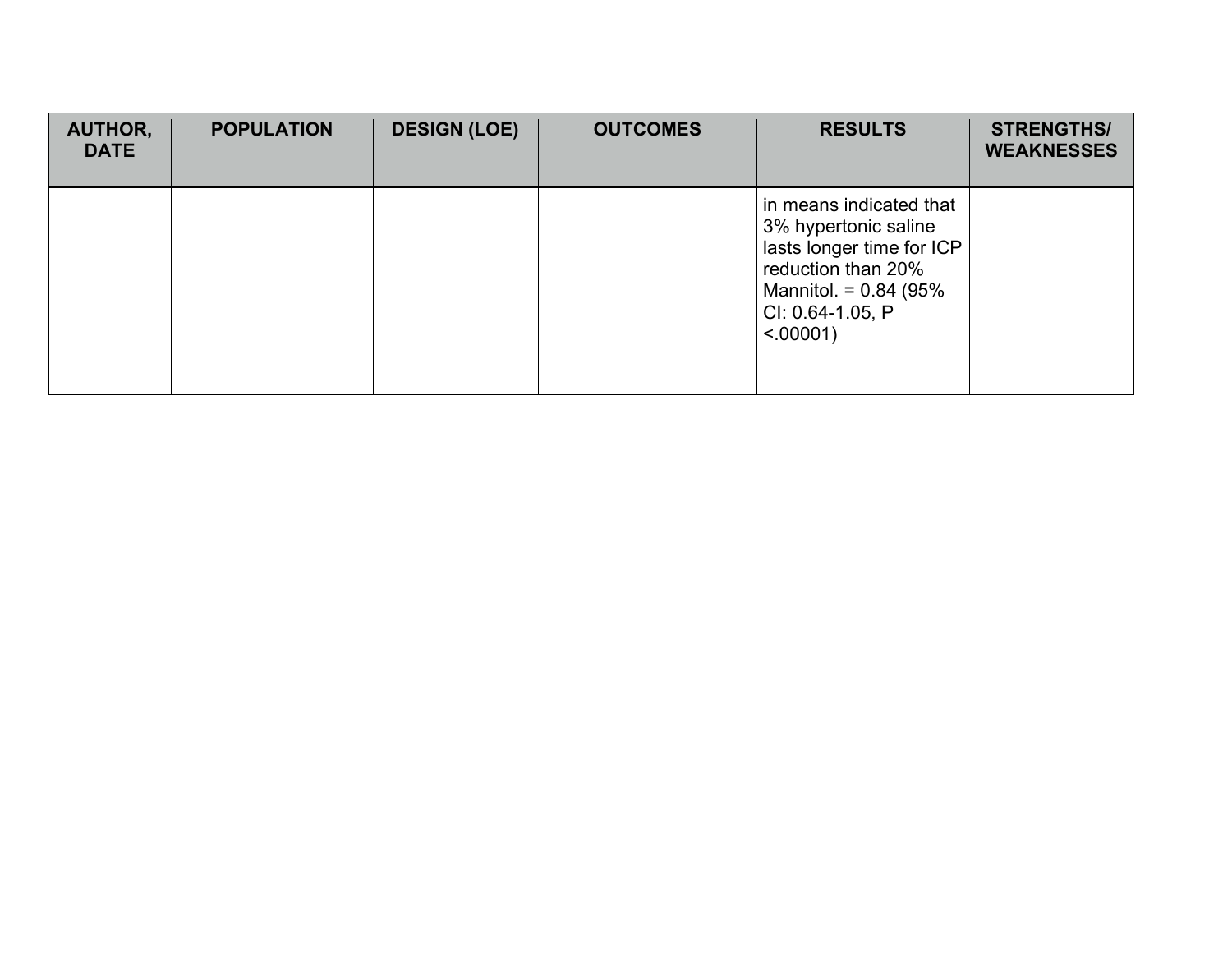| AUTHOR, DATE | POPULATION | DESIGN (LOE) | OUTCOMES | RESULTS | STRENGTHS/ WEAKNESSES |
|---|---|---|---|---|---|
| | | | | in means indicated that 3% hypertonic saline lasts longer time for ICP reduction than 20% Mannitol. = 0.84 (95% CI: 0.64-1.05, P <.00001) | |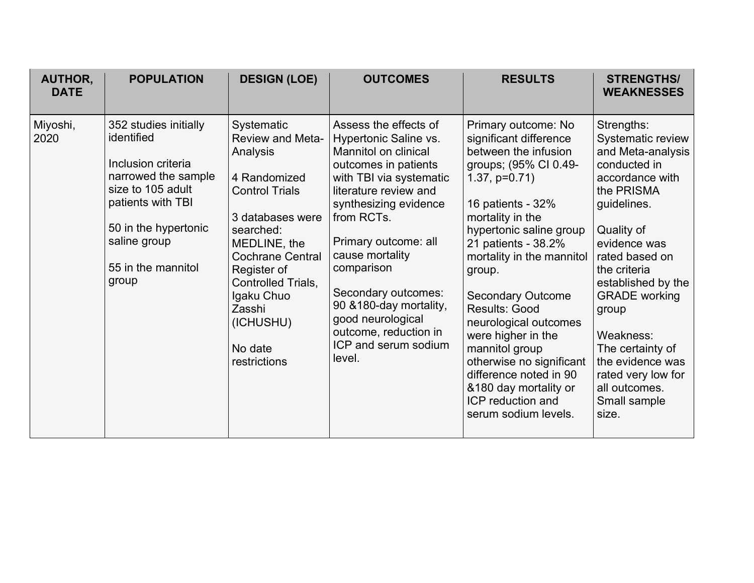| AUTHOR, DATE | POPULATION | DESIGN (LOE) | OUTCOMES | RESULTS | STRENGTHS/ WEAKNESSES |
|---|---|---|---|---|---|
| Miyoshi, 2020 | 352 studies initially identified<br><br>Inclusion criteria narrowed the sample size to 105 adult patients with TBI<br><br>50 in the hypertonic saline group<br><br>55 in the mannitol group | Systematic Review and Meta-Analysis<br><br>4 Randomized Control Trials<br><br>3 databases were searched: MEDLINE, the Cochrane Central Register of Controlled Trials, Igaku Chuo Zasshi (ICHUSHU)<br><br>No date restrictions | Assess the effects of Hypertonic Saline vs. Mannitol on clinical outcomes in patients with TBI via systematic literature review and synthesizing evidence from RCTs.<br><br>Primary outcome: all cause mortality comparison<br><br>Secondary outcomes: 90 &180-day mortality, good neurological outcome, reduction in ICP and serum sodium level. | Primary outcome: No significant difference between the infusion groups; (95% CI 0.49-1.37, p=0.71)<br><br>16 patients - 32% mortality in the hypertonic saline group 21 patients - 38.2% mortality in the mannitol group.<br><br>Secondary Outcome Results: Good neurological outcomes were higher in the mannitol group otherwise no significant difference noted in 90 &180 day mortality or ICP reduction and serum sodium levels. | Strengths: Systematic review and Meta-analysis conducted in accordance with the PRISMA guidelines.<br><br>Quality of evidence was rated based on the criteria established by the GRADE working group<br><br>Weakness: The certainty of the evidence was rated very low for all outcomes. Small sample size. |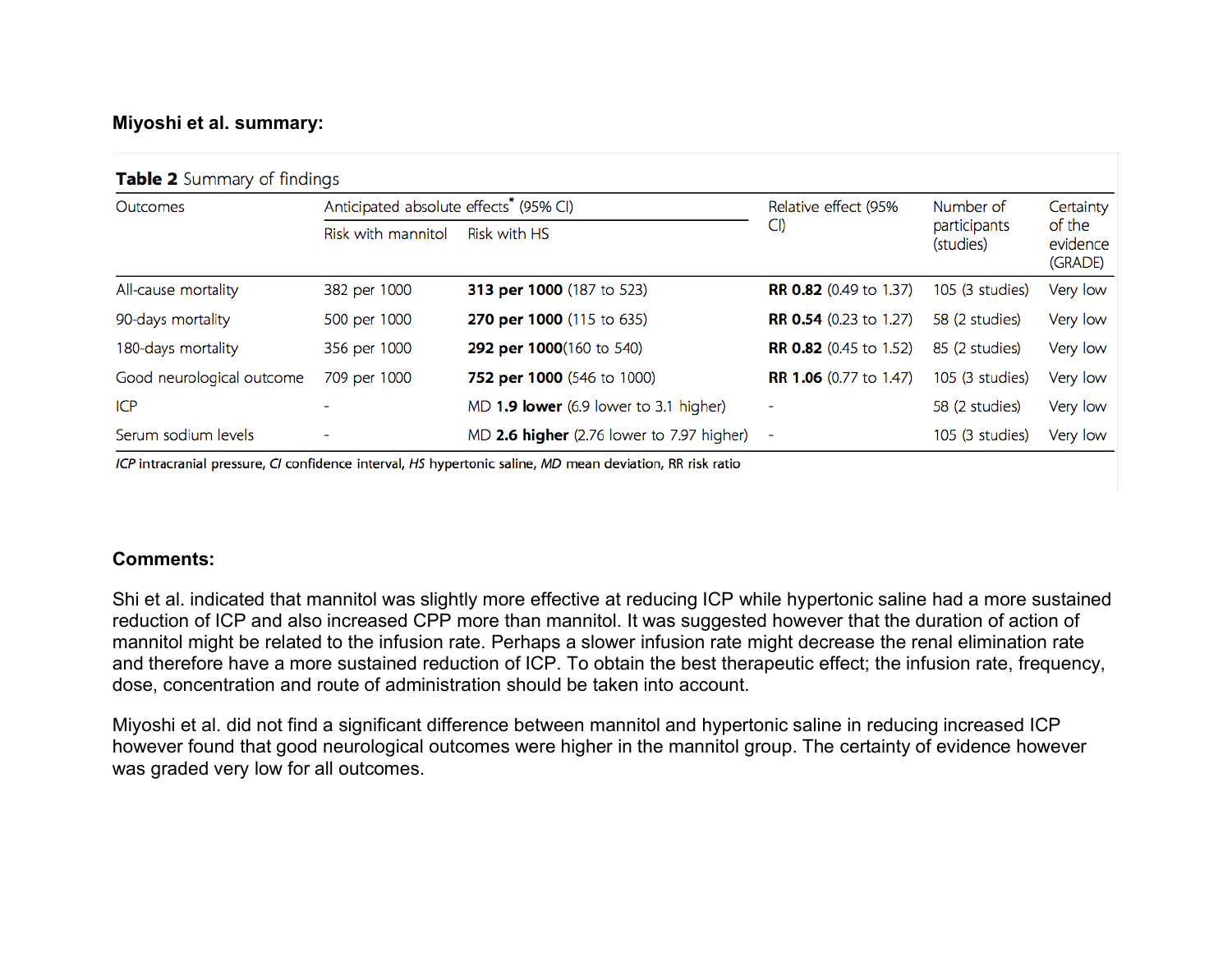**Miyoshi et al. summary:**

**Table 2** Summary of findings

| Outcomes | Anticipated absolute effects* (95% CI) | | Relative effect (95% CI) | Number of participants (studies) | Certainty of the evidence (GRADE) |
|---|---|---|---|---|---|
| | Risk with mannitol | Risk with HS | | | |
| All-cause mortality | 382 per 1000 | **313 per 1000** (187 to 523) | **RR 0.82** (0.49 to 1.37) | 105 (3 studies) | Very low |
| 90-days mortality | 500 per 1000 | **270 per 1000** (115 to 635) | **RR 0.54** (0.23 to 1.27) | 58 (2 studies) | Very low |
| 180-days mortality | 356 per 1000 | **292 per 1000**(160 to 540) | **RR 0.82** (0.45 to 1.52) | 85 (2 studies) | Very low |
| Good neurological outcome | 709 per 1000 | **752 per 1000** (546 to 1000) | **RR 1.06** (0.77 to 1.47) | 105 (3 studies) | Very low |
| ICP | - | MD **1.9 lower** (6.9 lower to 3.1 higher) | - | 58 (2 studies) | Very low |
| Serum sodium levels | - | MD **2.6 higher** (2.76 lower to 7.97 higher) | - | 105 (3 studies) | Very low |

*ICP* intracranial pressure, *CI* confidence interval, *HS* hypertonic saline, *MD* mean deviation, RR risk ratio

**Comments:**

Shi et al. indicated that mannitol was slightly more effective at reducing ICP while hypertonic saline had a more sustained reduction of ICP and also increased CPP more than mannitol. It was suggested however that the duration of action of mannitol might be related to the infusion rate. Perhaps a slower infusion rate might decrease the renal elimination rate and therefore have a more sustained reduction of ICP. To obtain the best therapeutic effect; the infusion rate, frequency, dose, concentration and route of administration should be taken into account.

Miyoshi et al. did not find a significant difference between mannitol and hypertonic saline in reducing increased ICP however found that good neurological outcomes were higher in the mannitol group. The certainty of evidence however was graded very low for all outcomes.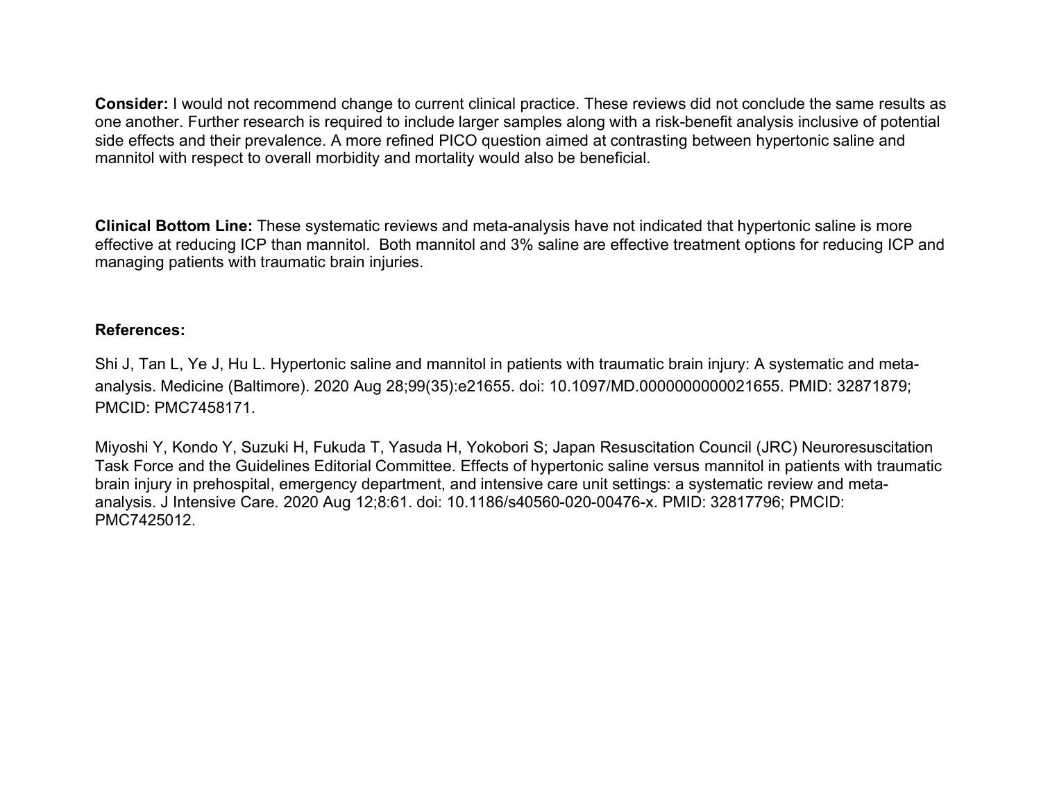**Consider:** I would not recommend change to current clinical practice. These reviews did not conclude the same results as one another. Further research is required to include larger samples along with a risk-benefit analysis inclusive of potential side effects and their prevalence. A more refined PICO question aimed at contrasting between hypertonic saline and mannitol with respect to overall morbidity and mortality would also be beneficial.

**Clinical Bottom Line:** These systematic reviews and meta-analysis have not indicated that hypertonic saline is more effective at reducing ICP than mannitol. Both mannitol and 3% saline are effective treatment options for reducing ICP and managing patients with traumatic brain injuries.

**References:**

Shi J, Tan L, Ye J, Hu L. Hypertonic saline and mannitol in patients with traumatic brain injury: A systematic and meta-analysis. Medicine (Baltimore). 2020 Aug 28;99(35):e21655. doi: 10.1097/MD.0000000000021655. PMID: 32871879; PMCID: PMC7458171.

Miyoshi Y, Kondo Y, Suzuki H, Fukuda T, Yasuda H, Yokobori S; Japan Resuscitation Council (JRC) Neuroresuscitation Task Force and the Guidelines Editorial Committee. Effects of hypertonic saline versus mannitol in patients with traumatic brain injury in prehospital, emergency department, and intensive care unit settings: a systematic review and meta-analysis. J Intensive Care. 2020 Aug 12;8:61. doi: 10.1186/s40560-020-00476-x. PMID: 32817796; PMCID: PMC7425012.